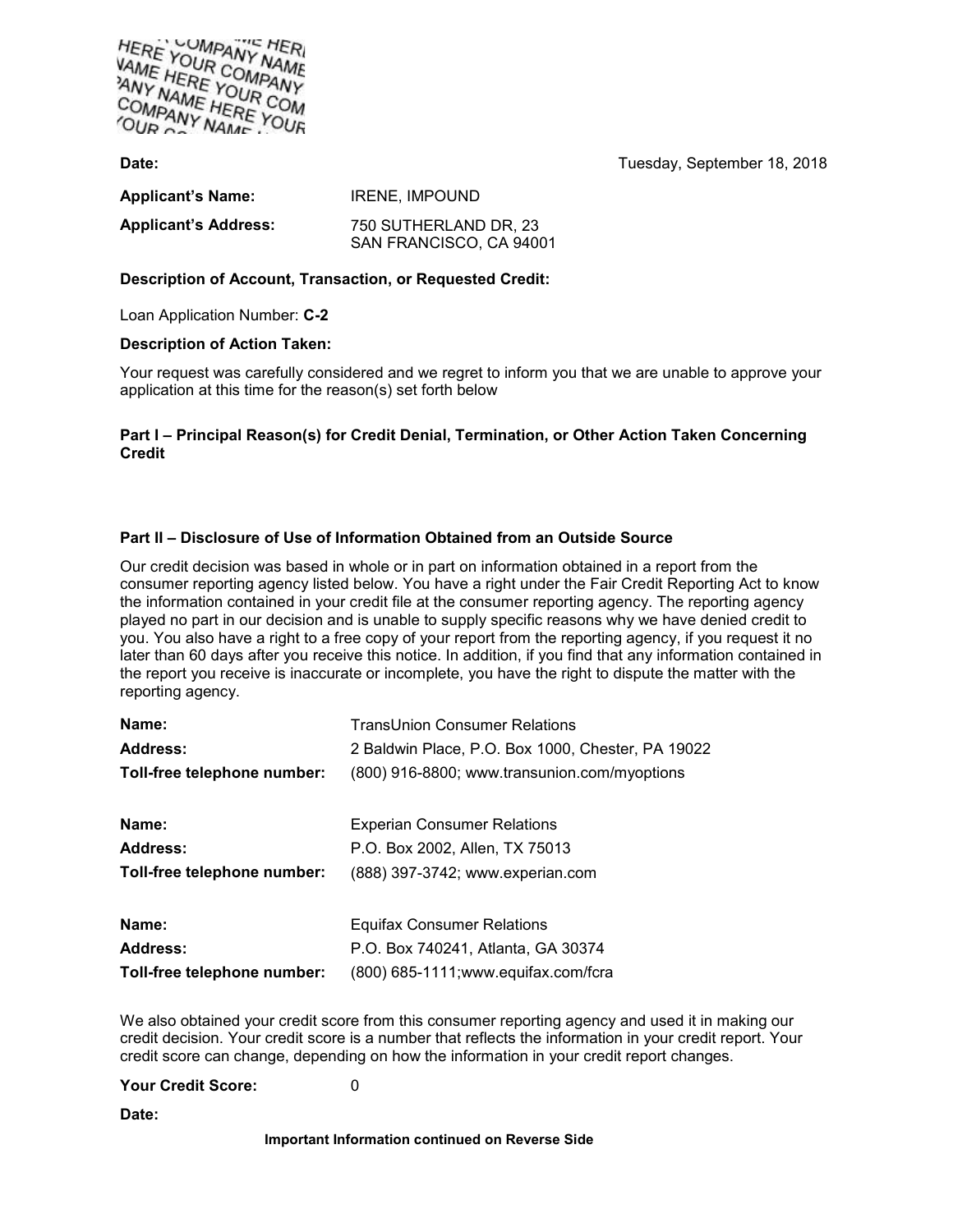**Date:** Tuesday, September 18, 2018

**Applicant's Name:** IRENE, IMPOUND

**Applicant's Address:** 750 SUTHERLAND DR, 23
SAN FRANCISCO, CA 94001

**Description of Account, Transaction, or Requested Credit:**

Loan Application Number: **C-2**

**Description of Action Taken:**

Your request was carefully considered and we regret to inform you that we are unable to approve your application at this time for the reason(s) set forth below

**Part I – Principal Reason(s) for Credit Denial, Termination, or Other Action Taken Concerning Credit**

**Part II – Disclosure of Use of Information Obtained from an Outside Source**

Our credit decision was based in whole or in part on information obtained in a report from the consumer reporting agency listed below. You have a right under the Fair Credit Reporting Act to know the information contained in your credit file at the consumer reporting agency. The reporting agency played no part in our decision and is unable to supply specific reasons why we have denied credit to you. You also have a right to a free copy of your report from the reporting agency, if you request it no later than 60 days after you receive this notice. In addition, if you find that any information contained in the report you receive is inaccurate or incomplete, you have the right to dispute the matter with the reporting agency.

**Name:** TransUnion Consumer Relations
**Address:** 2 Baldwin Place, P.O. Box 1000, Chester, PA 19022
**Toll-free telephone number:** (800) 916-8800; www.transunion.com/myoptions

**Name:** Experian Consumer Relations
**Address:** P.O. Box 2002, Allen, TX 75013
**Toll-free telephone number:** (888) 397-3742; www.experian.com

**Name:** Equifax Consumer Relations
**Address:** P.O. Box 740241, Atlanta, GA 30374
**Toll-free telephone number:** (800) 685-1111;www.equifax.com/fcra

We also obtained your credit score from this consumer reporting agency and used it in making our credit decision. Your credit score is a number that reflects the information in your credit report. Your credit score can change, depending on how the information in your credit report changes.

**Your Credit Score:** 0

**Date:**

**Important Information continued on Reverse Side**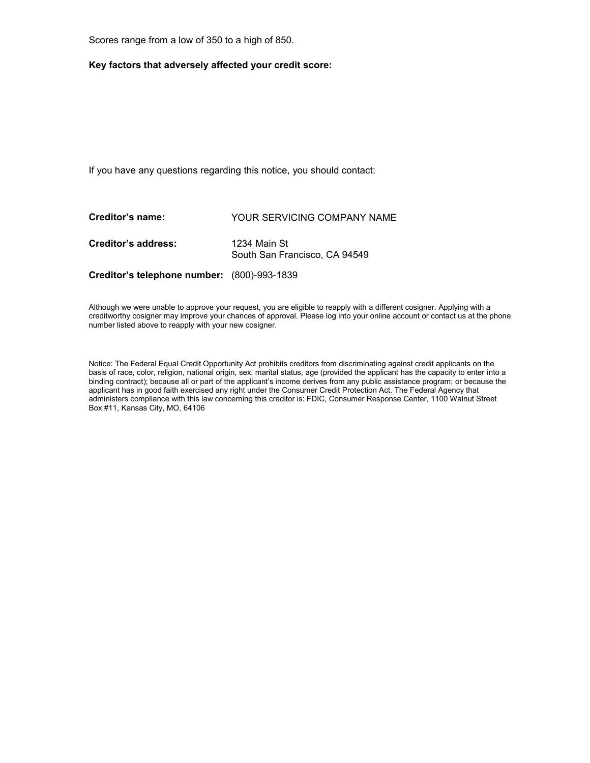Scores range from a low of 350 to a high of 850.

**Key factors that adversely affected your credit score:**

If you have any questions regarding this notice, you should contact:

| | |
|---|---|
| **Creditor's name:** | YOUR SERVICING COMPANY NAME |
| **Creditor's address:** | 1234 Main St<br>South San Francisco, CA 94549 |
| **Creditor's telephone number:** | (800)-993-1839 |

Although we were unable to approve your request, you are eligible to reapply with a different cosigner. Applying with a creditworthy cosigner may improve your chances of approval. Please log into your online account or contact us at the phone number listed above to reapply with your new cosigner.

Notice: The Federal Equal Credit Opportunity Act prohibits creditors from discriminating against credit applicants on the basis of race, color, religion, national origin, sex, marital status, age (provided the applicant has the capacity to enter into a binding contract); because all or part of the applicant's income derives from any public assistance program; or because the applicant has in good faith exercised any right under the Consumer Credit Protection Act. The Federal Agency that administers compliance with this law concerning this creditor is: FDIC, Consumer Response Center, 1100 Walnut Street Box #11, Kansas City, MO, 64106